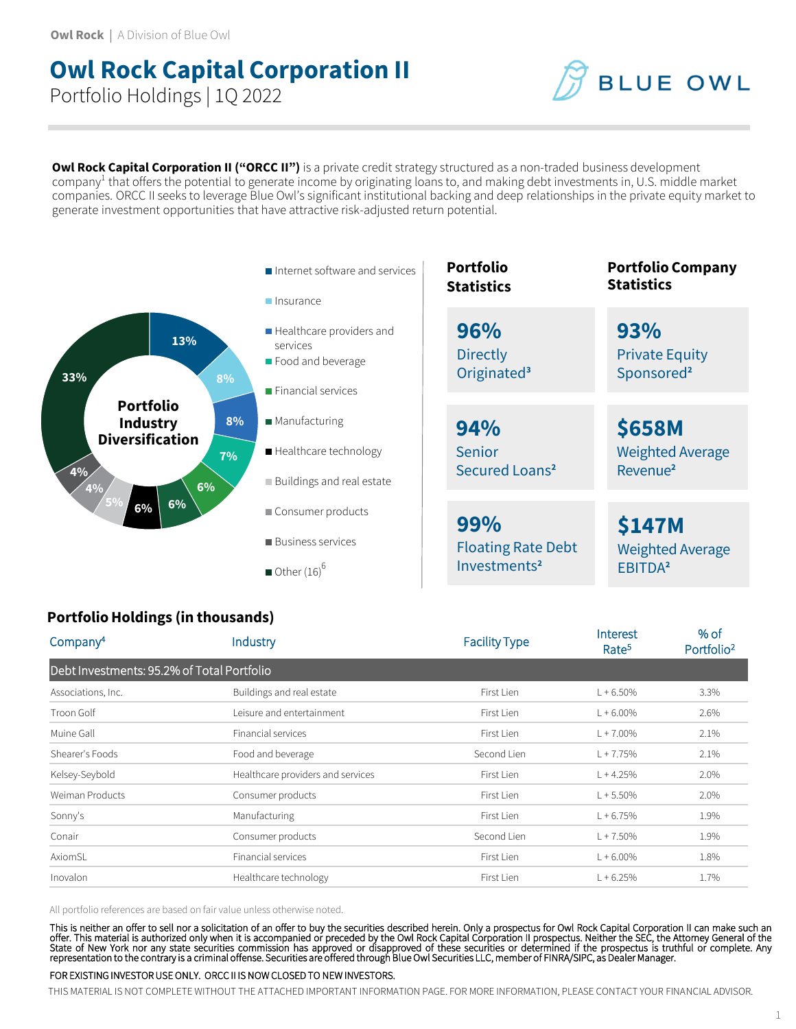Owl Rock | A Division of Blue Owl

# Owl Rock Capital Corporation II

Portfolio Holdings | 1Q 2022

**Owl Rock Capital Corporation II ("ORCC II")** is a private credit strategy structured as a non-traded business development company[1] that offers the potential to generate income by originating loans to, and making debt investments in, U.S. middle market companies. ORCC II seeks to leverage Blue Owl's significant institutional backing and deep relationships in the private equity market to generate investment opportunities that have attractive risk-adjusted return potential.

## Portfolio Industry Diversification

| Industry | % |
|---|---|
| Internet software and services | 13% |
| Insurance | 8% |
| Healthcare providers and services | 8% |
| Food and beverage | 7% |
| Financial services | 6% |
| Manufacturing | 6% |
| Healthcare technology | 6% |
| Buildings and real estate | 5% |
| Consumer products | 4% |
| Business services | 4% |
| Other (16)[6] | 33% |

## Portfolio Statistics

- **96%** Directly Originated[3]
- **94%** Senior Secured Loans[2]
- **99%** Floating Rate Debt Investments[2]

## Portfolio Company Statistics

- **93%** Private Equity Sponsored[2]
- **$658M** Weighted Average Revenue[2]
- **$147M** Weighted Average EBITDA[2]

## Portfolio Holdings (in thousands)

| Company[4] | Industry | Facility Type | Interest Rate[5] | % of Portfolio[2] |
|---|---|---|---|---|
| **Debt Investments: 95.2% of Total Portfolio** | | | | |
| Associations, Inc. | Buildings and real estate | First Lien | L + 6.50% | 3.3% |
| Troon Golf | Leisure and entertainment | First Lien | L + 6.00% | 2.6% |
| Muine Gall | Financial services | First Lien | L + 7.00% | 2.1% |
| Shearer's Foods | Food and beverage | Second Lien | L + 7.75% | 2.1% |
| Kelsey-Seybold | Healthcare providers and services | First Lien | L + 4.25% | 2.0% |
| Weiman Products | Consumer products | First Lien | L + 5.50% | 2.0% |
| Sonny's | Manufacturing | First Lien | L + 6.75% | 1.9% |
| Conair | Consumer products | Second Lien | L + 7.50% | 1.9% |
| AxiomSL | Financial services | First Lien | L + 6.00% | 1.8% |
| Inovalon | Healthcare technology | First Lien | L + 6.25% | 1.7% |

All portfolio references are based on fair value unless otherwise noted.

This is neither an offer to sell nor a solicitation of an offer to buy the securities described herein. Only a prospectus for Owl Rock Capital Corporation II can make such an offer. This material is authorized only when it is accompanied or preceded by the Owl Rock Capital Corporation II prospectus. Neither the SEC, the Attorney General of the State of New York nor any state securities commission has approved or disapproved of these securities or determined if the prospectus is truthful or complete. Any representation to the contrary is a criminal offense. Securities are offered through Blue Owl Securities LLC, member of FINRA/SIPC, as Dealer Manager.

FOR EXISTING INVESTOR USE ONLY. ORCC II IS NOW CLOSED TO NEW INVESTORS.

THIS MATERIAL IS NOT COMPLETE WITHOUT THE ATTACHED IMPORTANT INFORMATION PAGE. FOR MORE INFORMATION, PLEASE CONTACT YOUR FINANCIAL ADVISOR.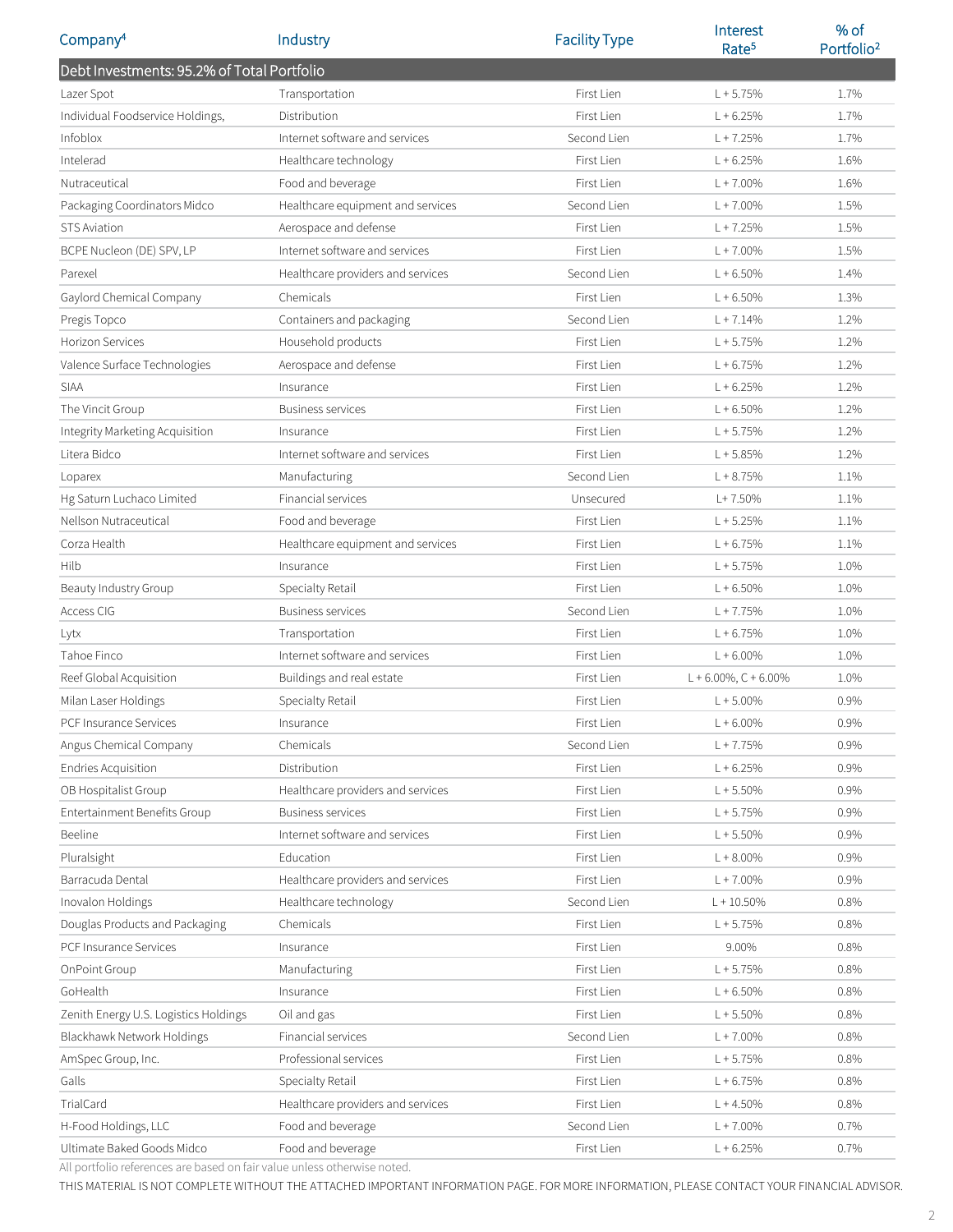| Company[4] | Industry | Facility Type | Interest Rate[5] | % of Portfolio[2] |
|---|---|---|---|---|
| **Debt Investments: 95.2% of Total Portfolio** | | | | |
| Lazer Spot | Transportation | First Lien | L + 5.75% | 1.7% |
| Individual Foodservice Holdings, | Distribution | First Lien | L + 6.25% | 1.7% |
| Infoblox | Internet software and services | Second Lien | L + 7.25% | 1.7% |
| Intelerad | Healthcare technology | First Lien | L + 6.25% | 1.6% |
| Nutraceutical | Food and beverage | First Lien | L + 7.00% | 1.6% |
| Packaging Coordinators Midco | Healthcare equipment and services | Second Lien | L + 7.00% | 1.5% |
| STS Aviation | Aerospace and defense | First Lien | L + 7.25% | 1.5% |
| BCPE Nucleon (DE) SPV, LP | Internet software and services | First Lien | L + 7.00% | 1.5% |
| Parexel | Healthcare providers and services | Second Lien | L + 6.50% | 1.4% |
| Gaylord Chemical Company | Chemicals | First Lien | L + 6.50% | 1.3% |
| Pregis Topco | Containers and packaging | Second Lien | L + 7.14% | 1.2% |
| Horizon Services | Household products | First Lien | L + 5.75% | 1.2% |
| Valence Surface Technologies | Aerospace and defense | First Lien | L + 6.75% | 1.2% |
| SIAA | Insurance | First Lien | L + 6.25% | 1.2% |
| The Vincit Group | Business services | First Lien | L + 6.50% | 1.2% |
| Integrity Marketing Acquisition | Insurance | First Lien | L + 5.75% | 1.2% |
| Litera Bidco | Internet software and services | First Lien | L + 5.85% | 1.2% |
| Loparex | Manufacturing | Second Lien | L + 8.75% | 1.1% |
| Hg Saturn Luchaco Limited | Financial services | Unsecured | L+ 7.50% | 1.1% |
| Nellson Nutraceutical | Food and beverage | First Lien | L + 5.25% | 1.1% |
| Corza Health | Healthcare equipment and services | First Lien | L + 6.75% | 1.1% |
| Hilb | Insurance | First Lien | L + 5.75% | 1.0% |
| Beauty Industry Group | Specialty Retail | First Lien | L + 6.50% | 1.0% |
| Access CIG | Business services | Second Lien | L + 7.75% | 1.0% |
| Lytx | Transportation | First Lien | L + 6.75% | 1.0% |
| Tahoe Finco | Internet software and services | First Lien | L + 6.00% | 1.0% |
| Reef Global Acquisition | Buildings and real estate | First Lien | L + 6.00%, C + 6.00% | 1.0% |
| Milan Laser Holdings | Specialty Retail | First Lien | L + 5.00% | 0.9% |
| PCF Insurance Services | Insurance | First Lien | L + 6.00% | 0.9% |
| Angus Chemical Company | Chemicals | Second Lien | L + 7.75% | 0.9% |
| Endries Acquisition | Distribution | First Lien | L + 6.25% | 0.9% |
| OB Hospitalist Group | Healthcare providers and services | First Lien | L + 5.50% | 0.9% |
| Entertainment Benefits Group | Business services | First Lien | L + 5.75% | 0.9% |
| Beeline | Internet software and services | First Lien | L + 5.50% | 0.9% |
| Pluralsight | Education | First Lien | L + 8.00% | 0.9% |
| Barracuda Dental | Healthcare providers and services | First Lien | L + 7.00% | 0.9% |
| Inovalon Holdings | Healthcare technology | Second Lien | L + 10.50% | 0.8% |
| Douglas Products and Packaging | Chemicals | First Lien | L + 5.75% | 0.8% |
| PCF Insurance Services | Insurance | First Lien | 9.00% | 0.8% |
| OnPoint Group | Manufacturing | First Lien | L + 5.75% | 0.8% |
| GoHealth | Insurance | First Lien | L + 6.50% | 0.8% |
| Zenith Energy U.S. Logistics Holdings | Oil and gas | First Lien | L + 5.50% | 0.8% |
| Blackhawk Network Holdings | Financial services | Second Lien | L + 7.00% | 0.8% |
| AmSpec Group, Inc. | Professional services | First Lien | L + 5.75% | 0.8% |
| Galls | Specialty Retail | First Lien | L + 6.75% | 0.8% |
| TrialCard | Healthcare providers and services | First Lien | L + 4.50% | 0.8% |
| H-Food Holdings, LLC | Food and beverage | Second Lien | L + 7.00% | 0.7% |
| Ultimate Baked Goods Midco | Food and beverage | First Lien | L + 6.25% | 0.7% |

All portfolio references are based on fair value unless otherwise noted.

THIS MATERIAL IS NOT COMPLETE WITHOUT THE ATTACHED IMPORTANT INFORMATION PAGE. FOR MORE INFORMATION, PLEASE CONTACT YOUR FINANCIAL ADVISOR.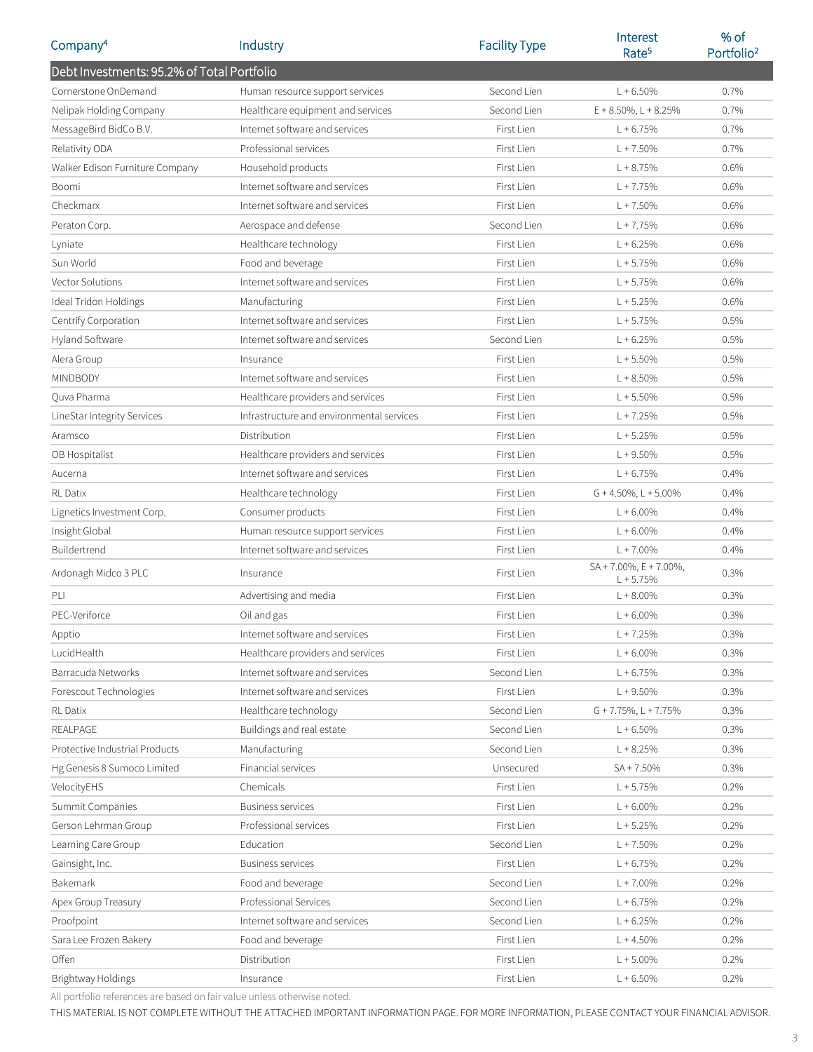| Company[4] | Industry | Facility Type | Interest Rate[5] | % of Portfolio[2] |
|---|---|---|---|---|
| **Debt Investments: 95.2% of Total Portfolio** | | | | |
| Cornerstone OnDemand | Human resource support services | Second Lien | L + 6.50% | 0.7% |
| Nelipak Holding Company | Healthcare equipment and services | Second Lien | E + 8.50%, L + 8.25% | 0.7% |
| MessageBird BidCo B.V. | Internet software and services | First Lien | L + 6.75% | 0.7% |
| Relativity ODA | Professional services | First Lien | L + 7.50% | 0.7% |
| Walker Edison Furniture Company | Household products | First Lien | L + 8.75% | 0.6% |
| Boomi | Internet software and services | First Lien | L + 7.75% | 0.6% |
| Checkmarx | Internet software and services | First Lien | L + 7.50% | 0.6% |
| Peraton Corp. | Aerospace and defense | Second Lien | L + 7.75% | 0.6% |
| Lyniate | Healthcare technology | First Lien | L + 6.25% | 0.6% |
| Sun World | Food and beverage | First Lien | L + 5.75% | 0.6% |
| Vector Solutions | Internet software and services | First Lien | L + 5.75% | 0.6% |
| Ideal Tridon Holdings | Manufacturing | First Lien | L + 5.25% | 0.6% |
| Centrify Corporation | Internet software and services | First Lien | L + 5.75% | 0.5% |
| Hyland Software | Internet software and services | Second Lien | L + 6.25% | 0.5% |
| Alera Group | Insurance | First Lien | L + 5.50% | 0.5% |
| MINDBODY | Internet software and services | First Lien | L + 8.50% | 0.5% |
| Quva Pharma | Healthcare providers and services | First Lien | L + 5.50% | 0.5% |
| LineStar Integrity Services | Infrastructure and environmental services | First Lien | L + 7.25% | 0.5% |
| Aramsco | Distribution | First Lien | L + 5.25% | 0.5% |
| OB Hospitalist | Healthcare providers and services | First Lien | L + 9.50% | 0.5% |
| Aucerna | Internet software and services | First Lien | L + 6.75% | 0.4% |
| RL Datix | Healthcare technology | First Lien | G + 4.50%, L + 5.00% | 0.4% |
| Lignetics Investment Corp. | Consumer products | First Lien | L + 6.00% | 0.4% |
| Insight Global | Human resource support services | First Lien | L + 6.00% | 0.4% |
| Buildertrend | Internet software and services | First Lien | L + 7.00% | 0.4% |
| Ardonagh Midco 3 PLC | Insurance | First Lien | SA + 7.00%, E + 7.00%, L + 5.75% | 0.3% |
| PLI | Advertising and media | First Lien | L + 8.00% | 0.3% |
| PEC-Veriforce | Oil and gas | First Lien | L + 6.00% | 0.3% |
| Apptio | Internet software and services | First Lien | L + 7.25% | 0.3% |
| LucidHealth | Healthcare providers and services | First Lien | L + 6.00% | 0.3% |
| Barracuda Networks | Internet software and services | Second Lien | L + 6.75% | 0.3% |
| Forescout Technologies | Internet software and services | First Lien | L + 9.50% | 0.3% |
| RL Datix | Healthcare technology | Second Lien | G + 7.75%, L + 7.75% | 0.3% |
| REALPAGE | Buildings and real estate | Second Lien | L + 6.50% | 0.3% |
| Protective Industrial Products | Manufacturing | Second Lien | L + 8.25% | 0.3% |
| Hg Genesis 8 Sumoco Limited | Financial services | Unsecured | SA + 7.50% | 0.3% |
| VelocityEHS | Chemicals | First Lien | L + 5.75% | 0.2% |
| Summit Companies | Business services | First Lien | L + 6.00% | 0.2% |
| Gerson Lehrman Group | Professional services | First Lien | L + 5.25% | 0.2% |
| Learning Care Group | Education | Second Lien | L + 7.50% | 0.2% |
| Gainsight, Inc. | Business services | First Lien | L + 6.75% | 0.2% |
| Bakemark | Food and beverage | Second Lien | L + 7.00% | 0.2% |
| Apex Group Treasury | Professional Services | Second Lien | L + 6.75% | 0.2% |
| Proofpoint | Internet software and services | Second Lien | L + 6.25% | 0.2% |
| Sara Lee Frozen Bakery | Food and beverage | First Lien | L + 4.50% | 0.2% |
| Offen | Distribution | First Lien | L + 5.00% | 0.2% |
| Brightway Holdings | Insurance | First Lien | L + 6.50% | 0.2% |

All portfolio references are based on fair value unless otherwise noted.

THIS MATERIAL IS NOT COMPLETE WITHOUT THE ATTACHED IMPORTANT INFORMATION PAGE. FOR MORE INFORMATION, PLEASE CONTACT YOUR FINANCIAL ADVISOR.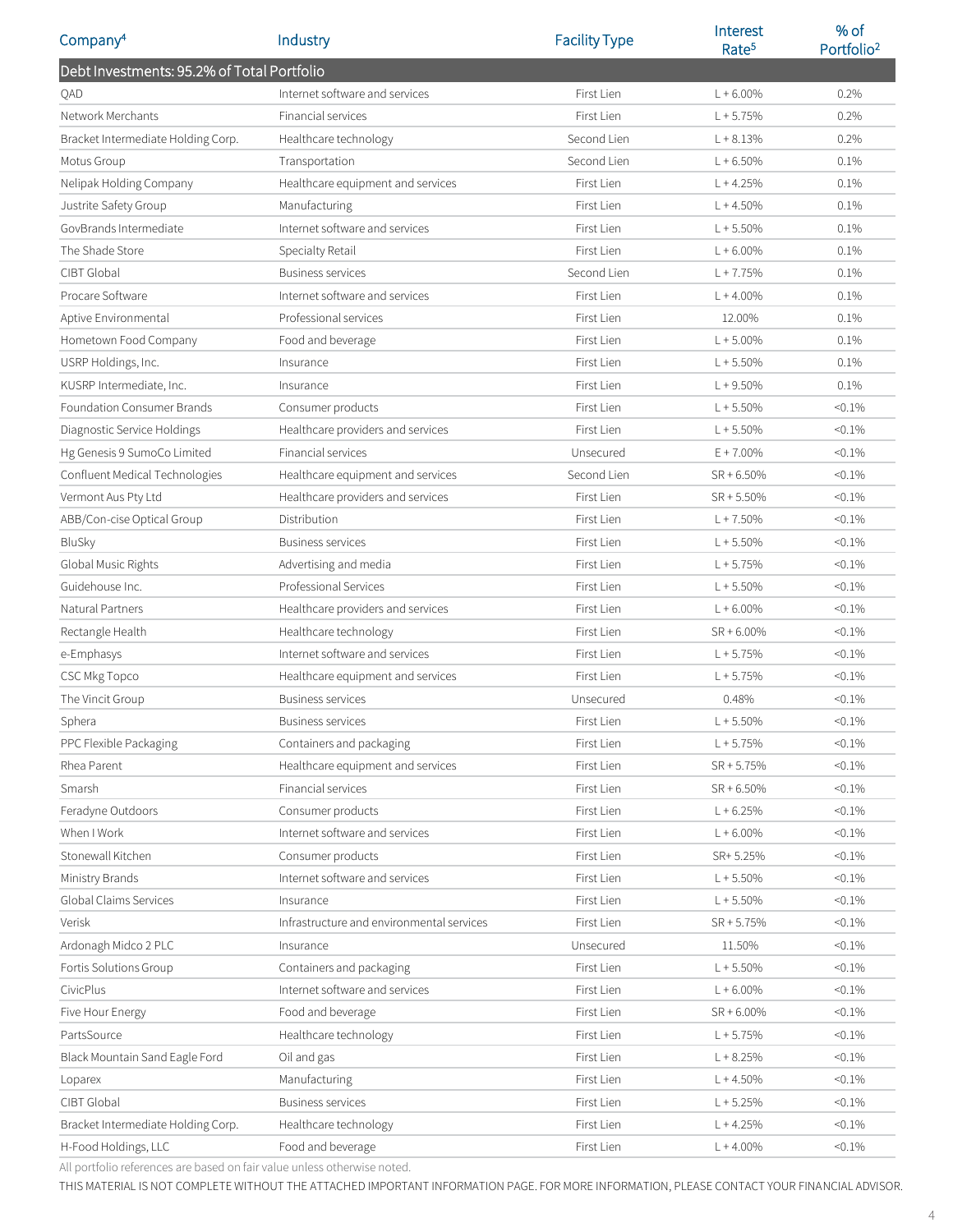| Company[4] | Industry | Facility Type | Interest Rate[5] | % of Portfolio[2] |
|---|---|---|---|---|
| **Debt Investments: 95.2% of Total Portfolio** | | | | |
| QAD | Internet software and services | First Lien | L + 6.00% | 0.2% |
| Network Merchants | Financial services | First Lien | L + 5.75% | 0.2% |
| Bracket Intermediate Holding Corp. | Healthcare technology | Second Lien | L + 8.13% | 0.2% |
| Motus Group | Transportation | Second Lien | L + 6.50% | 0.1% |
| Nelipak Holding Company | Healthcare equipment and services | First Lien | L + 4.25% | 0.1% |
| Justrite Safety Group | Manufacturing | First Lien | L + 4.50% | 0.1% |
| GovBrands Intermediate | Internet software and services | First Lien | L + 5.50% | 0.1% |
| The Shade Store | Specialty Retail | First Lien | L + 6.00% | 0.1% |
| CIBT Global | Business services | Second Lien | L + 7.75% | 0.1% |
| Procare Software | Internet software and services | First Lien | L + 4.00% | 0.1% |
| Aptive Environmental | Professional services | First Lien | 12.00% | 0.1% |
| Hometown Food Company | Food and beverage | First Lien | L + 5.00% | 0.1% |
| USRP Holdings, Inc. | Insurance | First Lien | L + 5.50% | 0.1% |
| KUSRP Intermediate, Inc. | Insurance | First Lien | L + 9.50% | 0.1% |
| Foundation Consumer Brands | Consumer products | First Lien | L + 5.50% | <0.1% |
| Diagnostic Service Holdings | Healthcare providers and services | First Lien | L + 5.50% | <0.1% |
| Hg Genesis 9 SumoCo Limited | Financial services | Unsecured | E + 7.00% | <0.1% |
| Confluent Medical Technologies | Healthcare equipment and services | Second Lien | SR + 6.50% | <0.1% |
| Vermont Aus Pty Ltd | Healthcare providers and services | First Lien | SR + 5.50% | <0.1% |
| ABB/Con-cise Optical Group | Distribution | First Lien | L + 7.50% | <0.1% |
| BluSky | Business services | First Lien | L + 5.50% | <0.1% |
| Global Music Rights | Advertising and media | First Lien | L + 5.75% | <0.1% |
| Guidehouse Inc. | Professional Services | First Lien | L + 5.50% | <0.1% |
| Natural Partners | Healthcare providers and services | First Lien | L + 6.00% | <0.1% |
| Rectangle Health | Healthcare technology | First Lien | SR + 6.00% | <0.1% |
| e-Emphasys | Internet software and services | First Lien | L + 5.75% | <0.1% |
| CSC Mkg Topco | Healthcare equipment and services | First Lien | L + 5.75% | <0.1% |
| The Vincit Group | Business services | Unsecured | 0.48% | <0.1% |
| Sphera | Business services | First Lien | L + 5.50% | <0.1% |
| PPC Flexible Packaging | Containers and packaging | First Lien | L + 5.75% | <0.1% |
| Rhea Parent | Healthcare equipment and services | First Lien | SR + 5.75% | <0.1% |
| Smarsh | Financial services | First Lien | SR + 6.50% | <0.1% |
| Feradyne Outdoors | Consumer products | First Lien | L + 6.25% | <0.1% |
| When I Work | Internet software and services | First Lien | L + 6.00% | <0.1% |
| Stonewall Kitchen | Consumer products | First Lien | SR+ 5.25% | <0.1% |
| Ministry Brands | Internet software and services | First Lien | L + 5.50% | <0.1% |
| Global Claims Services | Insurance | First Lien | L + 5.50% | <0.1% |
| Verisk | Infrastructure and environmental services | First Lien | SR + 5.75% | <0.1% |
| Ardonagh Midco 2 PLC | Insurance | Unsecured | 11.50% | <0.1% |
| Fortis Solutions Group | Containers and packaging | First Lien | L + 5.50% | <0.1% |
| CivicPlus | Internet software and services | First Lien | L + 6.00% | <0.1% |
| Five Hour Energy | Food and beverage | First Lien | SR + 6.00% | <0.1% |
| PartsSource | Healthcare technology | First Lien | L + 5.75% | <0.1% |
| Black Mountain Sand Eagle Ford | Oil and gas | First Lien | L + 8.25% | <0.1% |
| Loparex | Manufacturing | First Lien | L + 4.50% | <0.1% |
| CIBT Global | Business services | First Lien | L + 5.25% | <0.1% |
| Bracket Intermediate Holding Corp. | Healthcare technology | First Lien | L + 4.25% | <0.1% |
| H-Food Holdings, LLC | Food and beverage | First Lien | L + 4.00% | <0.1% |

All portfolio references are based on fair value unless otherwise noted.

THIS MATERIAL IS NOT COMPLETE WITHOUT THE ATTACHED IMPORTANT INFORMATION PAGE. FOR MORE INFORMATION, PLEASE CONTACT YOUR FINANCIAL ADVISOR.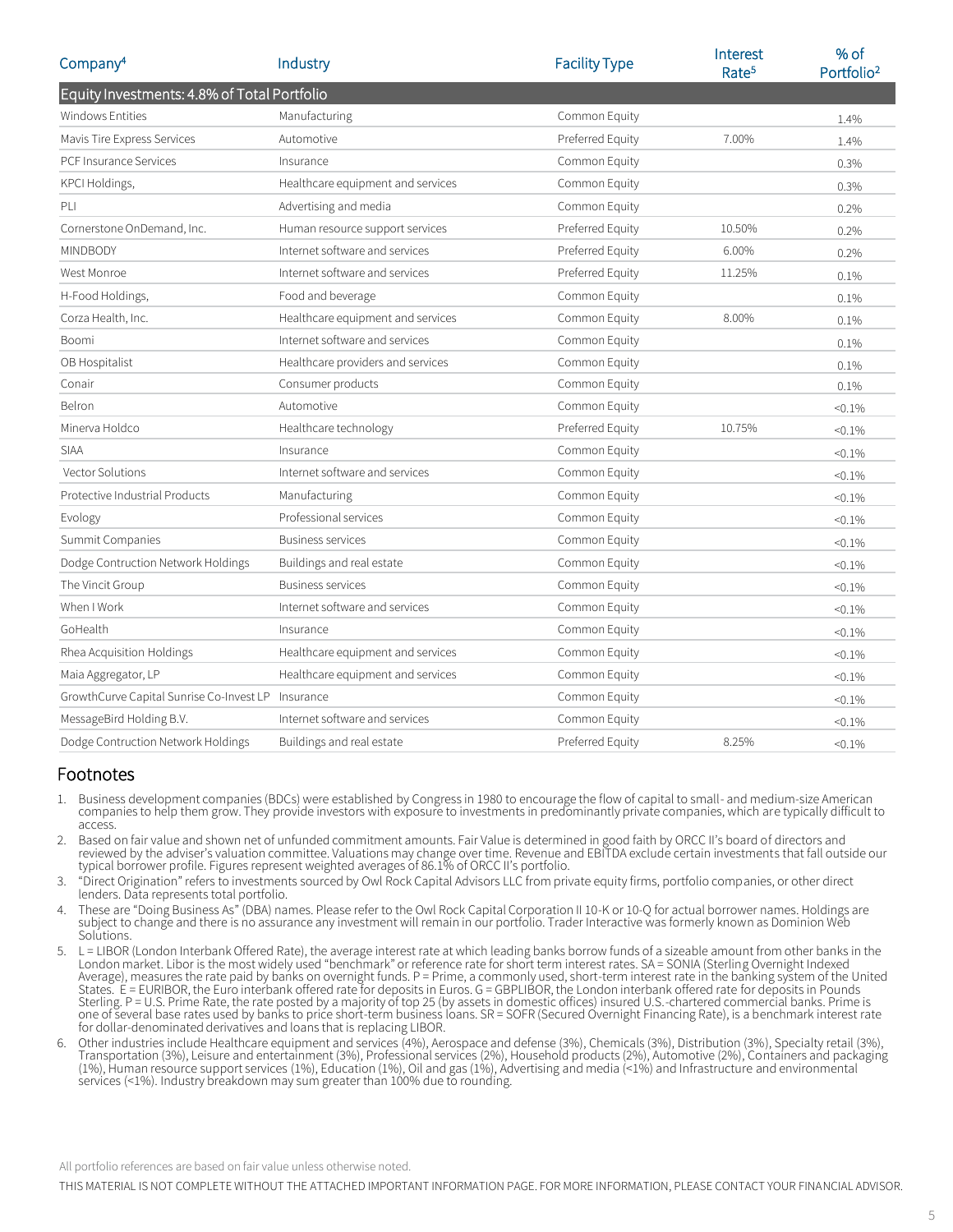| Company[4] | Industry | Facility Type | Interest Rate[5] | % of Portfolio[2] |
|---|---|---|---|---|
| **Equity Investments: 4.8% of Total Portfolio** | | | | |
| Windows Entities | Manufacturing | Common Equity | | 1.4% |
| Mavis Tire Express Services | Automotive | Preferred Equity | 7.00% | 1.4% |
| PCF Insurance Services | Insurance | Common Equity | | 0.3% |
| KPCI Holdings, | Healthcare equipment and services | Common Equity | | 0.3% |
| PLI | Advertising and media | Common Equity | | 0.2% |
| Cornerstone OnDemand, Inc. | Human resource support services | Preferred Equity | 10.50% | 0.2% |
| MINDBODY | Internet software and services | Preferred Equity | 6.00% | 0.2% |
| West Monroe | Internet software and services | Preferred Equity | 11.25% | 0.1% |
| H-Food Holdings, | Food and beverage | Common Equity | | 0.1% |
| Corza Health, Inc. | Healthcare equipment and services | Common Equity | 8.00% | 0.1% |
| Boomi | Internet software and services | Common Equity | | 0.1% |
| OB Hospitalist | Healthcare providers and services | Common Equity | | 0.1% |
| Conair | Consumer products | Common Equity | | 0.1% |
| Belron | Automotive | Common Equity | | <0.1% |
| Minerva Holdco | Healthcare technology | Preferred Equity | 10.75% | <0.1% |
| SIAA | Insurance | Common Equity | | <0.1% |
| Vector Solutions | Internet software and services | Common Equity | | <0.1% |
| Protective Industrial Products | Manufacturing | Common Equity | | <0.1% |
| Evology | Professional services | Common Equity | | <0.1% |
| Summit Companies | Business services | Common Equity | | <0.1% |
| Dodge Contruction Network Holdings | Buildings and real estate | Common Equity | | <0.1% |
| The Vincit Group | Business services | Common Equity | | <0.1% |
| When I Work | Internet software and services | Common Equity | | <0.1% |
| GoHealth | Insurance | Common Equity | | <0.1% |
| Rhea Acquisition Holdings | Healthcare equipment and services | Common Equity | | <0.1% |
| Maia Aggregator, LP | Healthcare equipment and services | Common Equity | | <0.1% |
| GrowthCurve Capital Sunrise Co-Invest LP | Insurance | Common Equity | | <0.1% |
| MessageBird Holding B.V. | Internet software and services | Common Equity | | <0.1% |
| Dodge Contruction Network Holdings | Buildings and real estate | Preferred Equity | 8.25% | <0.1% |

## Footnotes

1. Business development companies (BDCs) were established by Congress in 1980 to encourage the flow of capital to small- and medium-size American companies to help them grow. They provide investors with exposure to investments in predominantly private companies, which are typically difficult to access.
2. Based on fair value and shown net of unfunded commitment amounts. Fair Value is determined in good faith by ORCC II's board of directors and reviewed by the adviser's valuation committee. Valuations may change over time. Revenue and EBITDA exclude certain investments that fall outside our typical borrower profile. Figures represent weighted averages of 86.1% of ORCC II's portfolio.
3. "Direct Origination" refers to investments sourced by Owl Rock Capital Advisors LLC from private equity firms, portfolio companies, or other direct lenders. Data represents total portfolio.
4. These are "Doing Business As" (DBA) names. Please refer to the Owl Rock Capital Corporation II 10-K or 10-Q for actual borrower names. Holdings are subject to change and there is no assurance any investment will remain in our portfolio. Trader Interactive was formerly known as Dominion Web Solutions.
5. L = LIBOR (London Interbank Offered Rate), the average interest rate at which leading banks borrow funds of a sizeable amount from other banks in the London market. Libor is the most widely used "benchmark" or reference rate for short term interest rates. SA = SONIA (Sterling Overnight Indexed Average), measures the rate paid by banks on overnight funds. P = Prime, a commonly used, short-term interest rate in the banking system of the United States. E = EURIBOR, the Euro interbank offered rate for deposits in Euros. G = GBPLIBOR, the London interbank offered rate for deposits in Pounds Sterling. P = U.S. Prime Rate, the rate posted by a majority of top 25 (by assets in domestic offices) insured U.S.-chartered commercial banks. Prime is one of several base rates used by banks to price short-term business loans. SR = SOFR (Secured Overnight Financing Rate), is a benchmark interest rate for dollar-denominated derivatives and loans that is replacing LIBOR.
6. Other industries include Healthcare equipment and services (4%), Aerospace and defense (3%), Chemicals (3%), Distribution (3%), Specialty retail (3%), Transportation (3%), Leisure and entertainment (3%), Professional services (2%), Household products (2%), Automotive (2%), Containers and packaging (1%), Human resource support services (1%), Education (1%), Oil and gas (1%), Advertising and media (<1%) and Infrastructure and environmental services (<1%). Industry breakdown may sum greater than 100% due to rounding.

All portfolio references are based on fair value unless otherwise noted.

THIS MATERIAL IS NOT COMPLETE WITHOUT THE ATTACHED IMPORTANT INFORMATION PAGE. FOR MORE INFORMATION, PLEASE CONTACT YOUR FINANCIAL ADVISOR.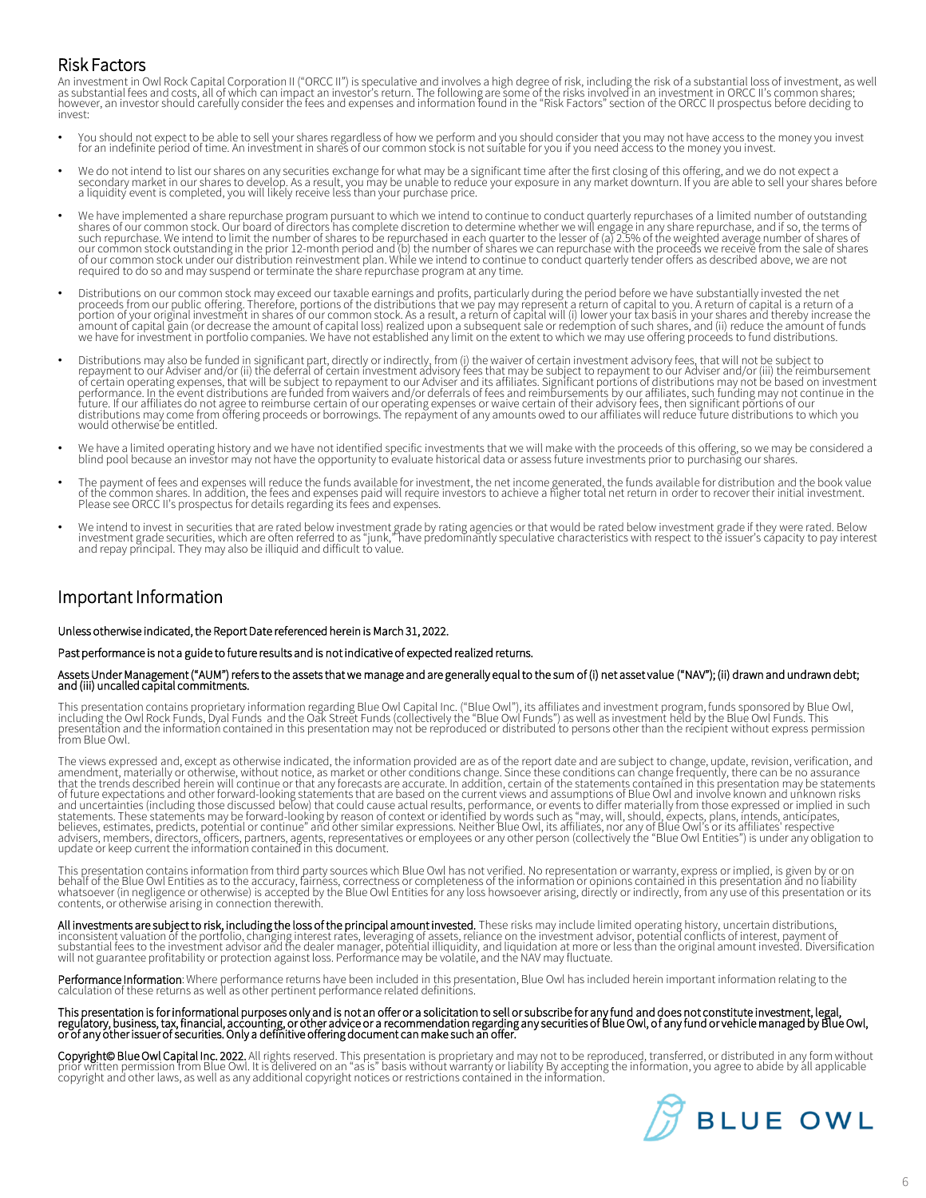## Risk Factors

An investment in Owl Rock Capital Corporation II ("ORCC II") is speculative and involves a high degree of risk, including the risk of a substantial loss of investment, as well as substantial fees and costs, all of which can impact an investor's return. The following are some of the risks involved in an investment in ORCC II's common shares; however, an investor should carefully consider the fees and expenses and information found in the "Risk Factors" section of the ORCC II prospectus before deciding to invest:

- You should not expect to be able to sell your shares regardless of how we perform and you should consider that you may not have access to the money you invest for an indefinite period of time. An investment in shares of our common stock is not suitable for you if you need access to the money you invest.
- We do not intend to list our shares on any securities exchange for what may be a significant time after the first closing of this offering, and we do not expect a secondary market in our shares to develop. As a result, you may be unable to reduce your exposure in any market downturn. If you are able to sell your shares before a liquidity event is completed, you will likely receive less than your purchase price.
- We have implemented a share repurchase program pursuant to which we intend to continue to conduct quarterly repurchases of a limited number of outstanding shares of our common stock. Our board of directors has complete discretion to determine whether we will engage in any share repurchase, and if so, the terms of such repurchase. We intend to limit the number of shares to be repurchased in each quarter to the lesser of (a) 2.5% of the weighted average number of shares of our common stock outstanding in the prior 12-month period and (b) the number of shares we can repurchase with the proceeds we receive from the sale of shares of our common stock under our distribution reinvestment plan. While we intend to continue to conduct quarterly tender offers as described above, we are not required to do so and may suspend or terminate the share repurchase program at any time.
- Distributions on our common stock may exceed our taxable earnings and profits, particularly during the period before we have substantially invested the net proceeds from our public offering. Therefore, portions of the distributions that we pay may represent a return of capital to you. A return of capital is a return of a portion of your original investment in shares of our common stock. As a result, a return of capital will (i) lower your tax basis in your shares and thereby increase the amount of capital gain (or decrease the amount of capital loss) realized upon a subsequent sale or redemption of such shares, and (ii) reduce the amount of funds we have for investment in portfolio companies. We have not established any limit on the extent to which we may use offering proceeds to fund distributions.
- Distributions may also be funded in significant part, directly or indirectly, from (i) the waiver of certain investment advisory fees, that will not be subject to repayment to our Adviser and/or (ii) the deferral of certain investment advisory fees that may be subject to repayment to our Adviser and/or (iii) the reimbursement of certain operating expenses, that will be subject to repayment to our Adviser and its affiliates. Significant portions of distributions may not be based on investment performance. In the event distributions are funded from waivers and/or deferrals of fees and reimbursements by our affiliates, such funding may not continue in the future. If our affiliates do not agree to reimburse certain of our operating expenses or waive certain of their advisory fees, then significant portions of our distributions may come from offering proceeds or borrowings. The repayment of any amounts owed to our affiliates will reduce future distributions to which we would otherwise be entitled.
- We have a limited operating history and we have not identified specific investments that we will make with the proceeds of this offering, so we may be considered a blind pool because an investor may not have the opportunity to evaluate historical data or assess future investments prior to purchasing our shares.
- The payment of fees and expenses will reduce the funds available for investment, the net income generated, the funds available for distribution and the book value of the common shares. In addition, the fees and expenses paid will require investors to achieve a higher total net return in order to recover their initial investment. Please see ORCC II's prospectus for details regarding its fees and expenses.
- We intend to invest in securities that are rated below investment grade by rating agencies or that would be rated below investment grade if they were rated. Below investment grade securities, which are often referred to as "junk," have predominantly speculative characteristics with respect to the issuer's capacity to pay interest and repay principal. They may also be illiquid and difficult to value.

## Important Information

Unless otherwise indicated, the Report Date referenced herein is March 31, 2022.

Past performance is not a guide to future results and is not indicative of expected realized returns.

Assets Under Management ("AUM") refers to the assets that we manage and are generally equal to the sum of (i) net asset value ("NAV"); (ii) drawn and undrawn debt; and (iii) uncalled capital commitments.

This presentation contains proprietary information regarding Blue Owl Capital Inc. ("Blue Owl"), its affiliates and investment program, funds sponsored by Blue Owl, including the Owl Rock Funds, Dyal Funds and the Oak Street Funds (collectively the "Blue Owl Funds") as well as investment held by the Blue Owl Funds. This presentation and the information contained in this presentation may not be reproduced or distributed to persons other than the recipient without express permission from Blue Owl.

The views expressed and, except as otherwise indicated, the information provided are as of the report date and are subject to change, update, revision, verification, and amendment, materially or otherwise, without notice, as market or other conditions change. Since these conditions can change frequently, there can be no assurance that the trends described herein will continue or that any forecasts are accurate. In addition, certain of the statements contained in this presentation may be statements of future expectations and other forward-looking statements that are based on the current views and assumptions of Blue Owl and involve known and unknown risks and uncertainties (including those discussed below) that could cause actual results, performance, or events to differ materially from those expressed or implied in such statements. These statements may be forward-looking by reason of context or identified by words such as "may, will, should, expects, plans, intends, anticipates, believes, estimates, predicts, potential or continue" and other similar expressions. Neither Blue Owl, its affiliates, nor any of Blue Owl's or its affiliates' respective advisers, members, directors, officers, partners, agents, representatives or employees or any other person (collectively the "Blue Owl Entities") is under any obligation to update or keep current the information contained in this document.

This presentation contains information from third party sources which Blue Owl has not verified. No representation or warranty, express or implied, is given by or on behalf of the Blue Owl Entities as to the accuracy, fairness, correctness or completeness of the information or opinions contained in this presentation and no liability whatsoever (in negligence or otherwise) is accepted by the Blue Owl Entities for any loss howsoever arising, directly or indirectly, from any use of this presentation or its contents, or otherwise arising in connection therewith.

All investments are subject to risk, including the loss of the principal amount invested. These risks may include limited operating history, uncertain distributions, inconsistent valuation of the portfolio, changing interest rates, leveraging of assets, reliance on the investment advisor, potential conflicts of interest, payment of substantial fees to the investment advisor and the dealer manager, potential illiquidity, and liquidation at more or less than the original amount invested. Diversification will not guarantee profitability or protection against loss. Performance may be volatile, and the NAV may fluctuate.

Performance Information: Where performance returns have been included in this presentation, Blue Owl has included herein important information relating to the calculation of these returns as well as other pertinent performance related definitions.

This presentation is for informational purposes only and is not an offer or a solicitation to sell or subscribe for any fund and does not constitute investment, legal, regulatory, business, tax, financial, accounting, or other advice or a recommendation regarding any securities of Blue Owl, of any fund or vehicle managed by Blue Owl, or of any other issuer of securities. Only a definitive offering document can make such an offer.

Copyright© Blue Owl Capital Inc. 2022. All rights reserved. This presentation is proprietary and may not to be reproduced, transferred, or distributed in any form without prior written permission from Blue Owl. It is delivered on an "as is" basis without warranty or liability By accepting the information, you agree to abide by all applicable copyright and other laws, as well as any additional copyright notices or restrictions contained in the information.

BLUE OWL